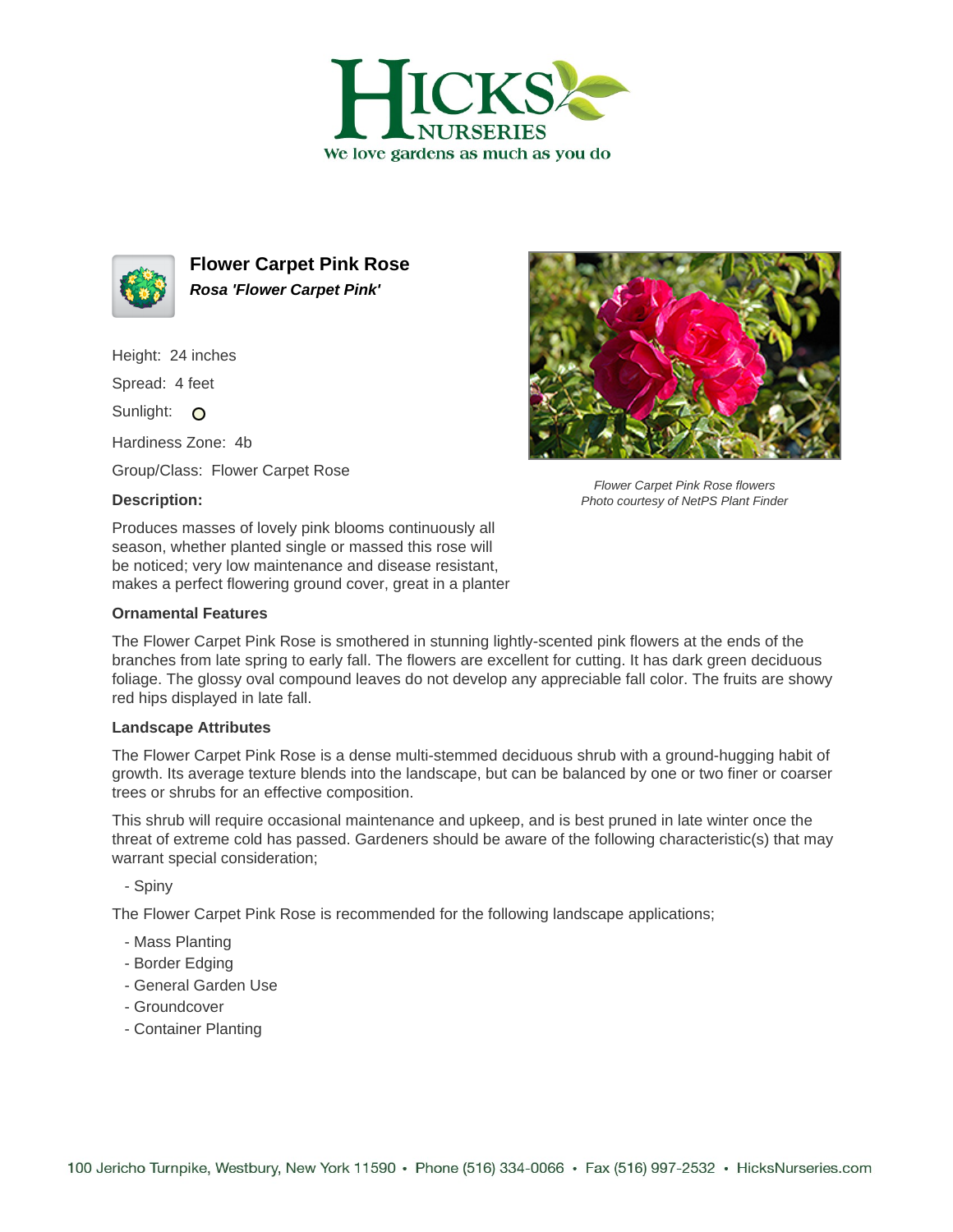# Flower Carpet Pink Rose

***Rosa 'Flower Carpet Pink'***

Height: 24 inches

Spread: 4 feet

Sunlight: O

Hardiness Zone: 4b

Group/Class: Flower Carpet Rose

**Description:**

Produces masses of lovely pink blooms continuously all season, whether planted single or massed this rose will be noticed; very low maintenance and disease resistant, makes a perfect flowering ground cover, great in a planter

*Flower Carpet Pink Rose flowers*
*Photo courtesy of NetPS Plant Finder*

### Ornamental Features

The Flower Carpet Pink Rose is smothered in stunning lightly-scented pink flowers at the ends of the branches from late spring to early fall. The flowers are excellent for cutting. It has dark green deciduous foliage. The glossy oval compound leaves do not develop any appreciable fall color. The fruits are showy red hips displayed in late fall.

### Landscape Attributes

The Flower Carpet Pink Rose is a dense multi-stemmed deciduous shrub with a ground-hugging habit of growth. Its average texture blends into the landscape, but can be balanced by one or two finer or coarser trees or shrubs for an effective composition.

This shrub will require occasional maintenance and upkeep, and is best pruned in late winter once the threat of extreme cold has passed. Gardeners should be aware of the following characteristic(s) that may warrant special consideration;

- Spiny

The Flower Carpet Pink Rose is recommended for the following landscape applications;

- Mass Planting
- Border Edging
- General Garden Use
- Groundcover
- Container Planting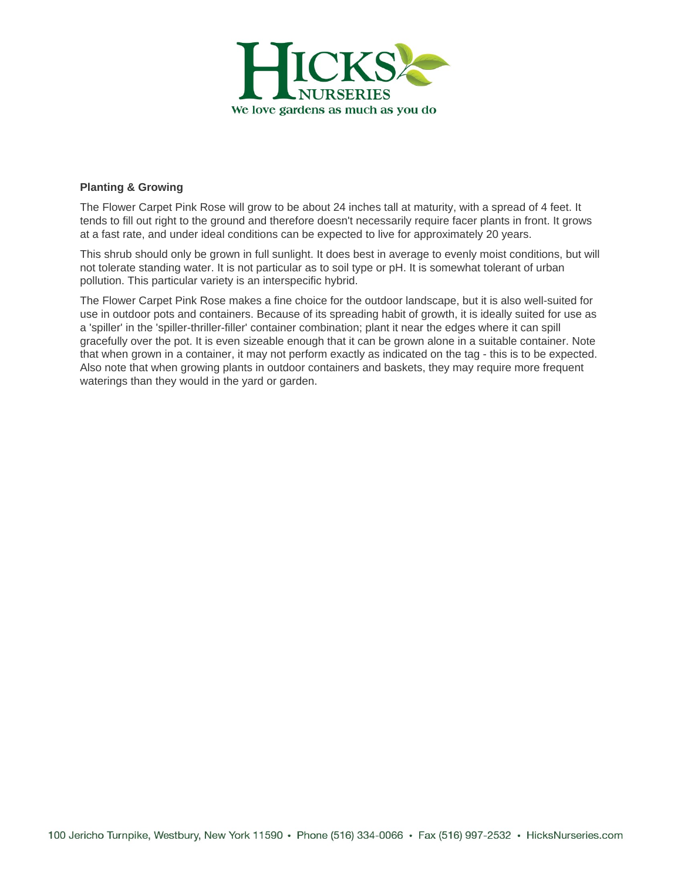### Planting & Growing

The Flower Carpet Pink Rose will grow to be about 24 inches tall at maturity, with a spread of 4 feet. It tends to fill out right to the ground and therefore doesn't necessarily require facer plants in front. It grows at a fast rate, and under ideal conditions can be expected to live for approximately 20 years.

This shrub should only be grown in full sunlight. It does best in average to evenly moist conditions, but will not tolerate standing water. It is not particular as to soil type or pH. It is somewhat tolerant of urban pollution. This particular variety is an interspecific hybrid.

The Flower Carpet Pink Rose makes a fine choice for the outdoor landscape, but it is also well-suited for use in outdoor pots and containers. Because of its spreading habit of growth, it is ideally suited for use as a 'spiller' in the 'spiller-thriller-filler' container combination; plant it near the edges where it can spill gracefully over the pot. It is even sizeable enough that it can be grown alone in a suitable container. Note that when grown in a container, it may not perform exactly as indicated on the tag - this is to be expected. Also note that when growing plants in outdoor containers and baskets, they may require more frequent waterings than they would in the yard or garden.